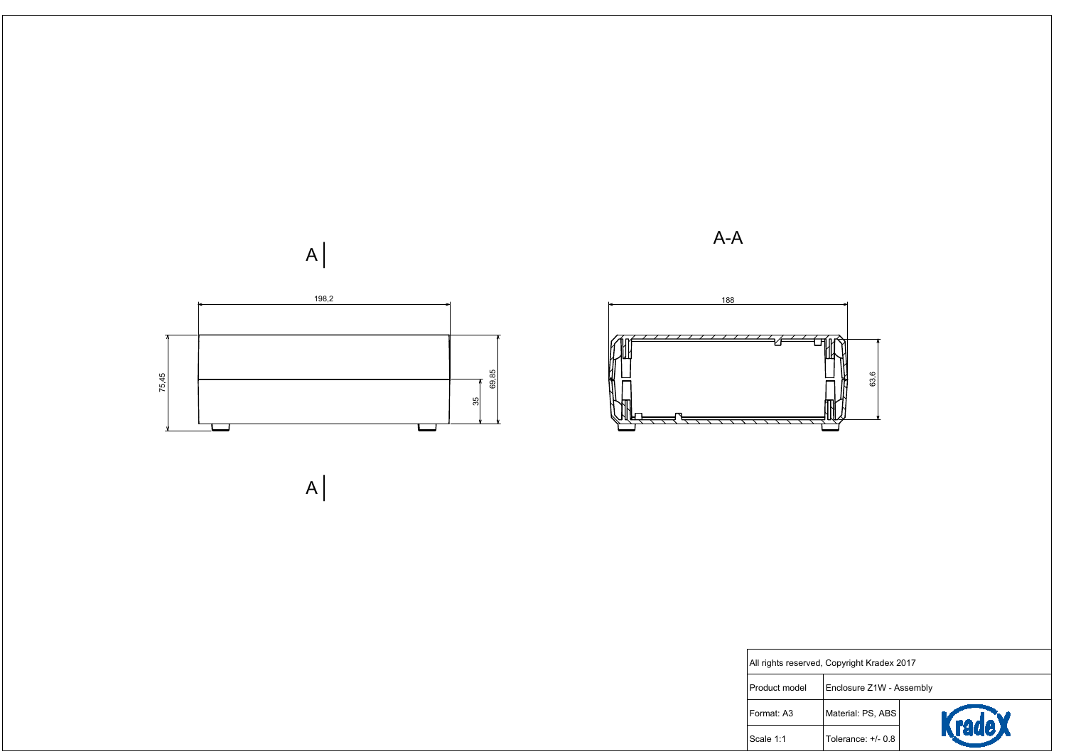A

198,2

75,45

35

69,85

A

A-A

188

63,6

| All rights reserved, Copyright Kradex 2017 | | |
|---|---|---|
| Product model | Enclosure Z1W - Assembly | |
| Format: A3 | Material: PS, ABS | Kradex |
| Scale 1:1 | Tolerance: +/- 0.8 | |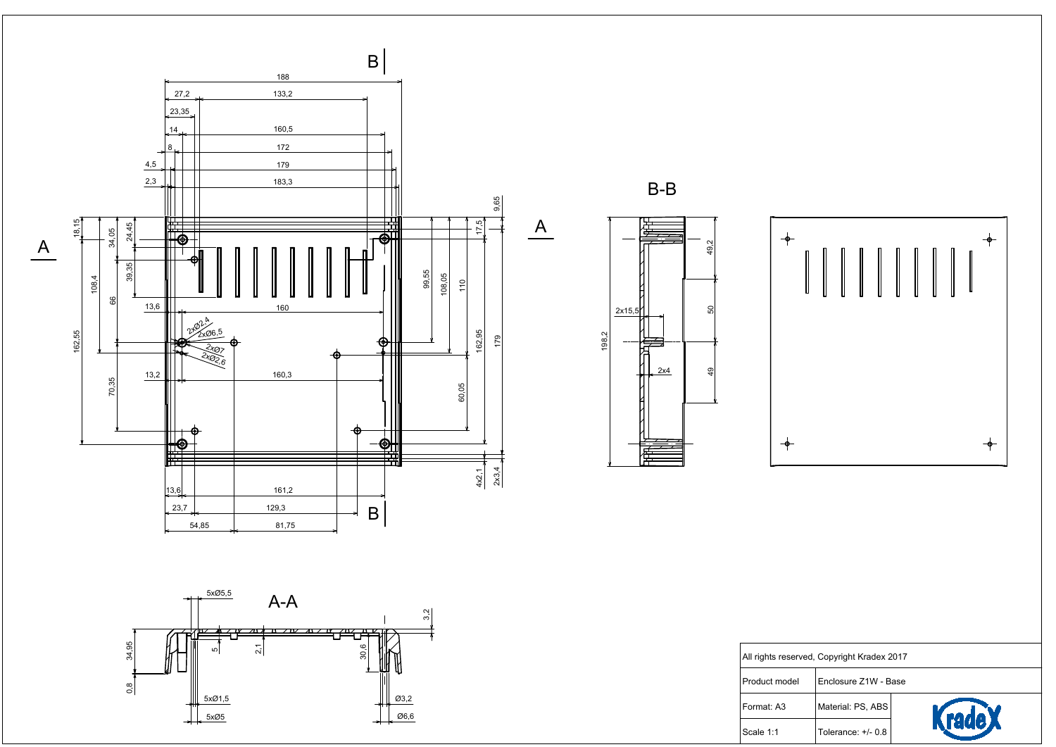| All rights reserved, Copyright Kradex 2017 | |
|---|---|
| Product model | Enclosure Z1W - Base |
| Format: A3 | Material: PS, ABS |
| Scale 1:1 | Tolerance: +/- 0.8 |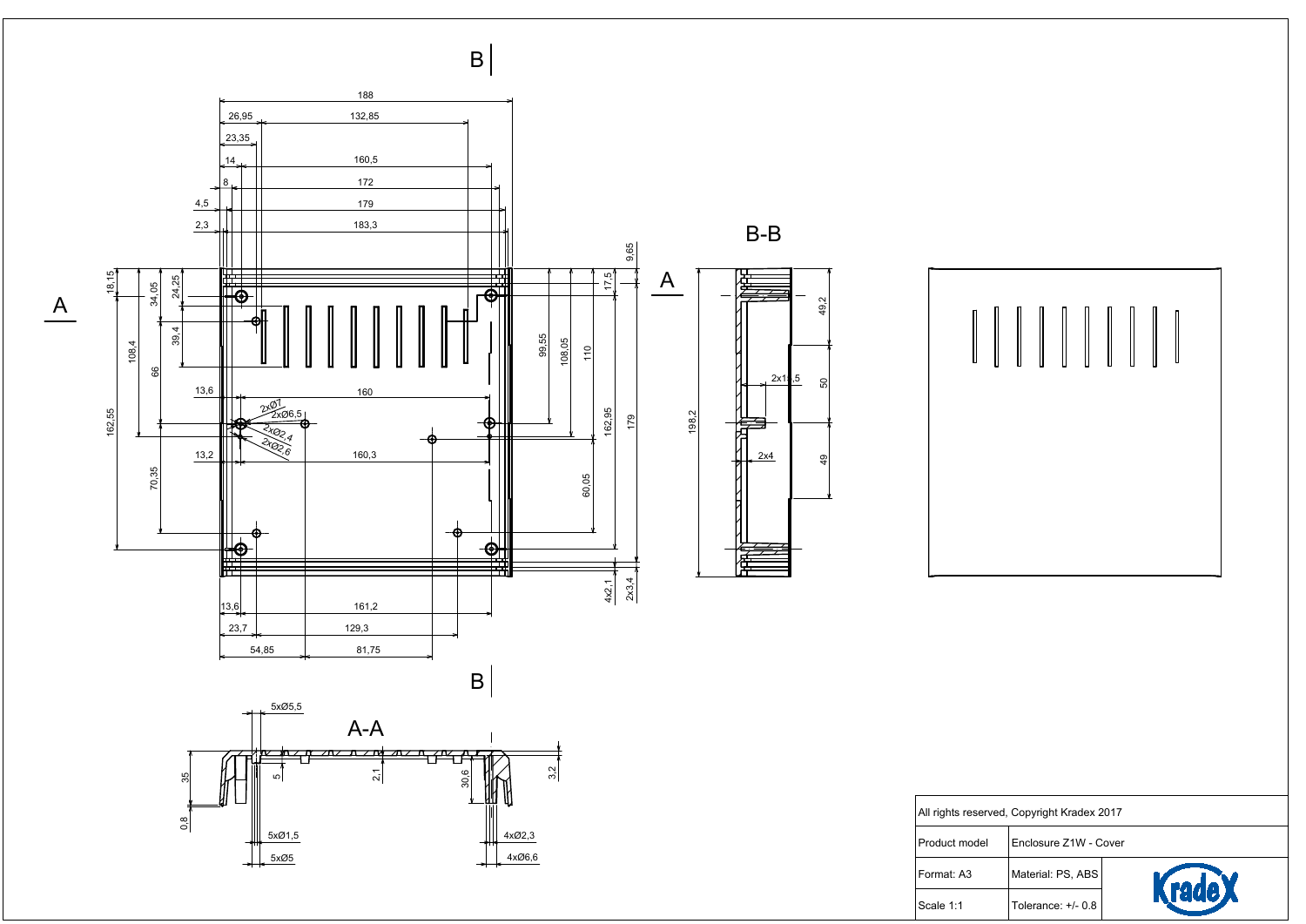| All rights reserved, Copyright Kradex 2017 | |
| --- | --- |
| Product model | Enclosure Z1W - Cover |
| Format: A3 | Material: PS, ABS |
| Scale 1:1 | Tolerance: +/- 0.8 |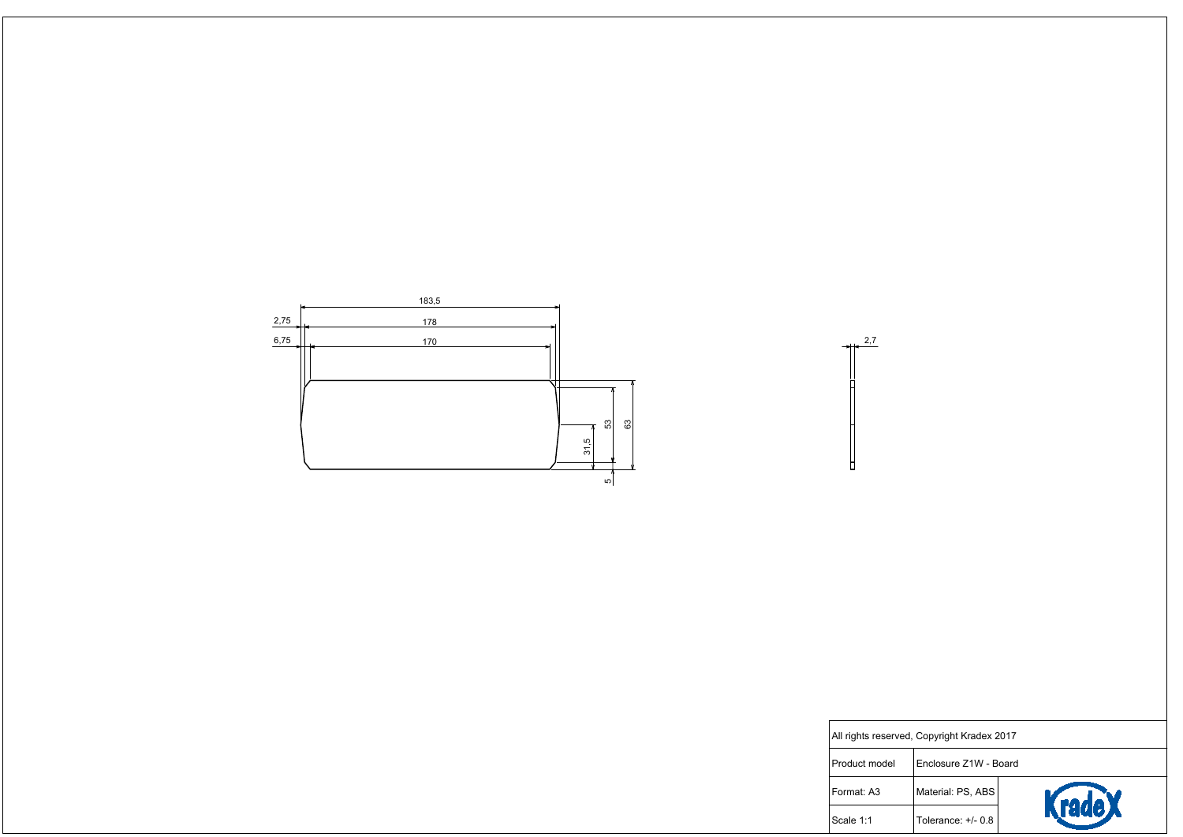183,5

2,75

178

6,75

170

53

63

31,5

5

2,7

| All rights reserved, Copyright Kradex 2017 | | |
|---|---|---|
| Product model | Enclosure Z1W - Board | |
| Format: A3 | Material: PS, ABS | Kradex |
| Scale 1:1 | Tolerance: +/- 0.8 | |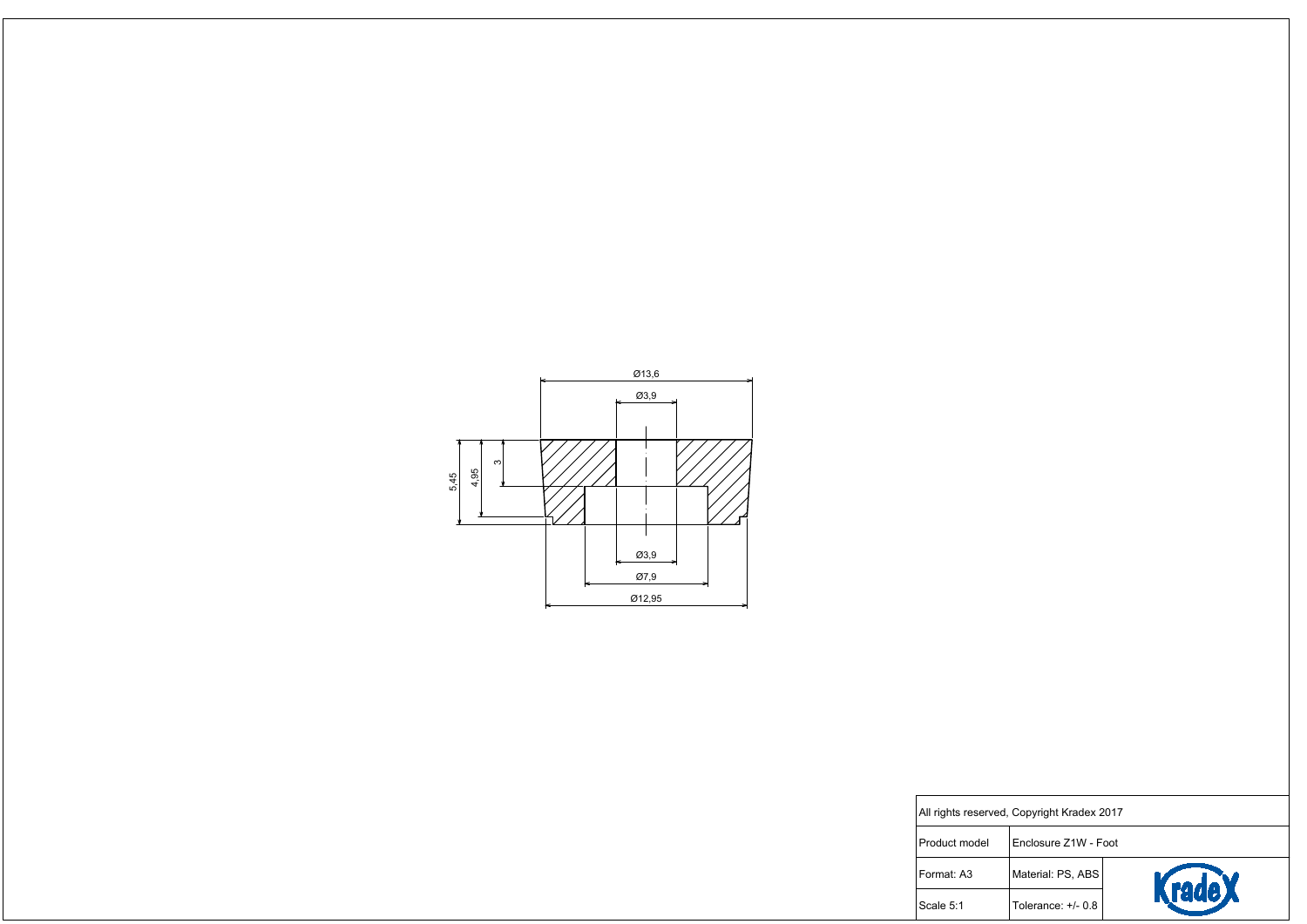Ø13,6

Ø3,9

5,45

4,95

3

Ø3,9

Ø7,9

Ø12,95

| | |
|---|---|
| All rights reserved, Copyright Kradex 2017 | |
| Product model | Enclosure Z1W - Foot |
| Format: A3 | Material: PS, ABS |
| Scale 5:1 | Tolerance: +/- 0.8 |

Kradex